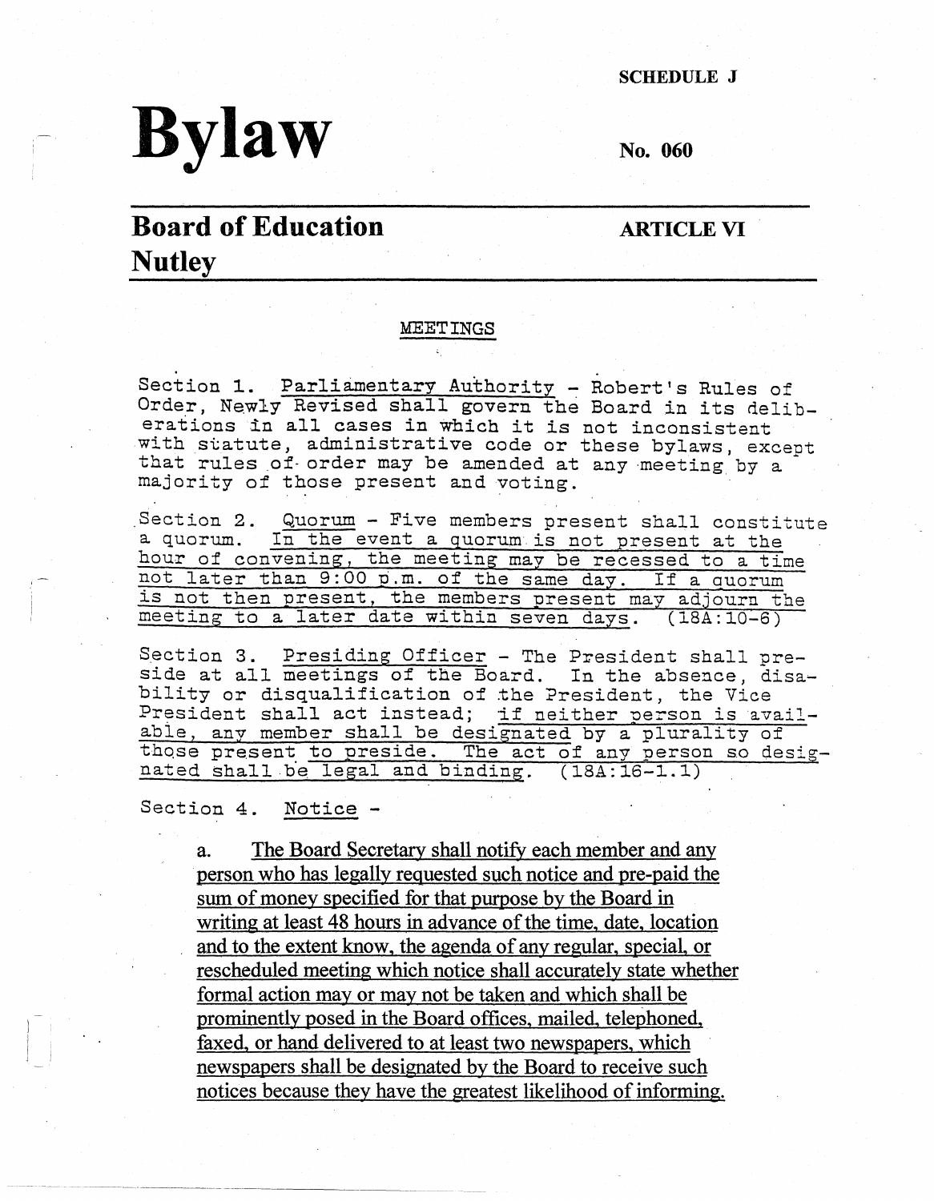SCHEDULE J

# Bylaw

No. 060

## Board of Education Nutley

ARTICLE VI

### MEETINGS

Section 1. Parliamentary Authority - Robert's Rules of Order, Newly Revised shall govern the Board in its deliberations in all cases in which it is not inconsistent with statute, administrative code or these bylaws, except that rules of order may be amended at any meeting by a majority of those present and voting.

Section 2. Quorum - Five members present shall constitute a quorum. In the event a quorum is not present at the hour of convening, the meeting may be recessed to a time not later than 9:00 p.m. of the same day. If a quorum is not then present, the members present may adjourn the meeting to a later date within seven days. (18A:10-6)

Section 3. Presiding Officer - The President shall preside at all meetings of the Board. In the absence, disability or disqualification of the President, the Vice President shall act instead; if neither person is available, any member shall be designated by a plurality of those present to preside. The act of any person so designated shall be legal and binding. (18A:16-1.1)

Section 4. Notice -

a. The Board Secretary shall notify each member and any person who has legally requested such notice and pre-paid the sum of money specified for that purpose by the Board in writing at least 48 hours in advance of the time, date, location and to the extent know, the agenda of any regular, special, or rescheduled meeting which notice shall accurately state whether formal action may or may not be taken and which shall be prominently posed in the Board offices, mailed, telephoned, faxed, or hand delivered to at least two newspapers, which newspapers shall be designated by the Board to receive such notices because they have the greatest likelihood of informing.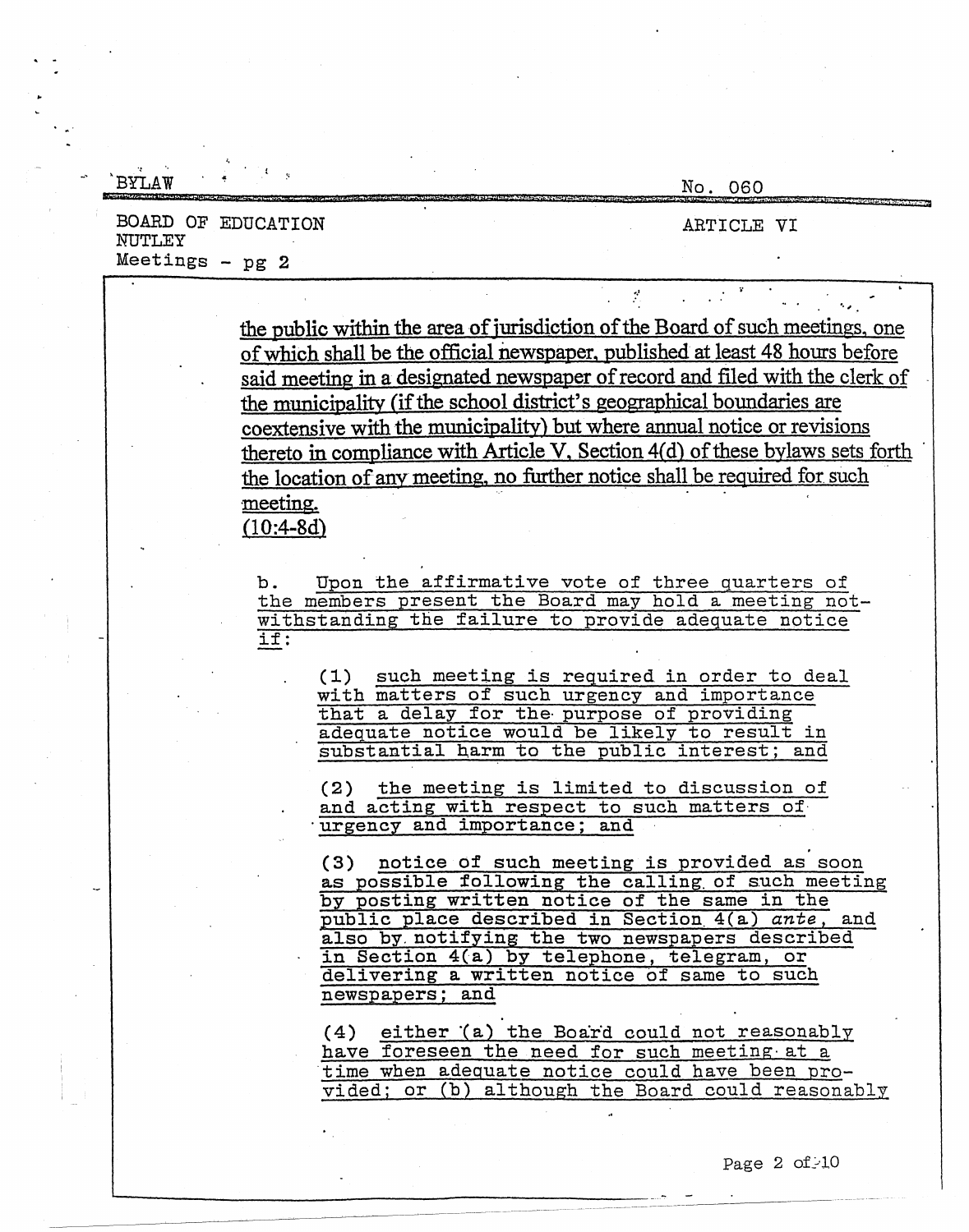the public within the area of jurisdiction of the Board of such meetings, one of which shall be the official newspaper, published at least 48 hours before said meeting in a designated newspaper of record and filed with the clerk of the municipality (if the school district's geographical boundaries are coextensive with the municipality) but where annual notice or revisions thereto in compliance with Article V, Section 4(d) of these bylaws sets forth the location of any meeting, no further notice shall be required for such meeting.
(10:4-8d)

b. Upon the affirmative vote of three quarters of the members present the Board may hold a meeting notwithstanding the failure to provide adequate notice if:

(1) such meeting is required in order to deal with matters of such urgency and importance that a delay for the purpose of providing adequate notice would be likely to result in substantial harm to the public interest; and

(2) the meeting is limited to discussion of and acting with respect to such matters of urgency and importance; and

(3) notice of such meeting is provided as soon as possible following the calling of such meeting by posting written notice of the same in the public place described in Section 4(a) *ante*, and also by notifying the two newspapers described in Section 4(a) by telephone, telegram, or delivering a written notice of same to such newspapers; and

(4) either (a) the Board could not reasonably have foreseen the need for such meeting at a time when adequate notice could have been provided; or (b) although the Board could reasonably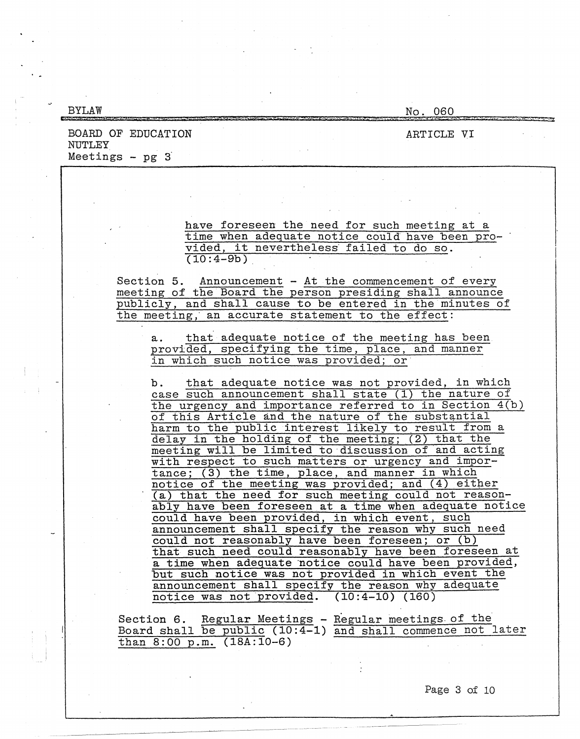have foreseen the need for such meeting at a time when adequate notice could have been provided, it nevertheless failed to do so. (10:4-9b)

Section 5. Announcement - At the commencement of every meeting of the Board the person presiding shall announce publicly, and shall cause to be entered in the minutes of the meeting, an accurate statement to the effect:

a. that adequate notice of the meeting has been provided, specifying the time, place, and manner in which such notice was provided; or

b. that adequate notice was not provided, in which case such announcement shall state (1) the nature of the urgency and importance referred to in Section 4(b) of this Article and the nature of the substantial harm to the public interest likely to result from a delay in the holding of the meeting; (2) that the meeting will be limited to discussion of and acting with respect to such matters or urgency and importance; (3) the time, place, and manner in which notice of the meeting was provided; and (4) either (a) that the need for such meeting could not reasonably have been foreseen at a time when adequate notice could have been provided, in which event, such announcement shall specify the reason why such need could not reasonably have been foreseen; or (b) that such need could reasonably have been foreseen at a time when adequate notice could have been provided, but such notice was not provided in which event the announcement shall specify the reason why adequate notice was not provided. (10:4-10) (160)

Section 6. Regular Meetings - Regular meetings of the Board shall be public (10:4-1) and shall commence not later than 8:00 p.m. (18A:10-6)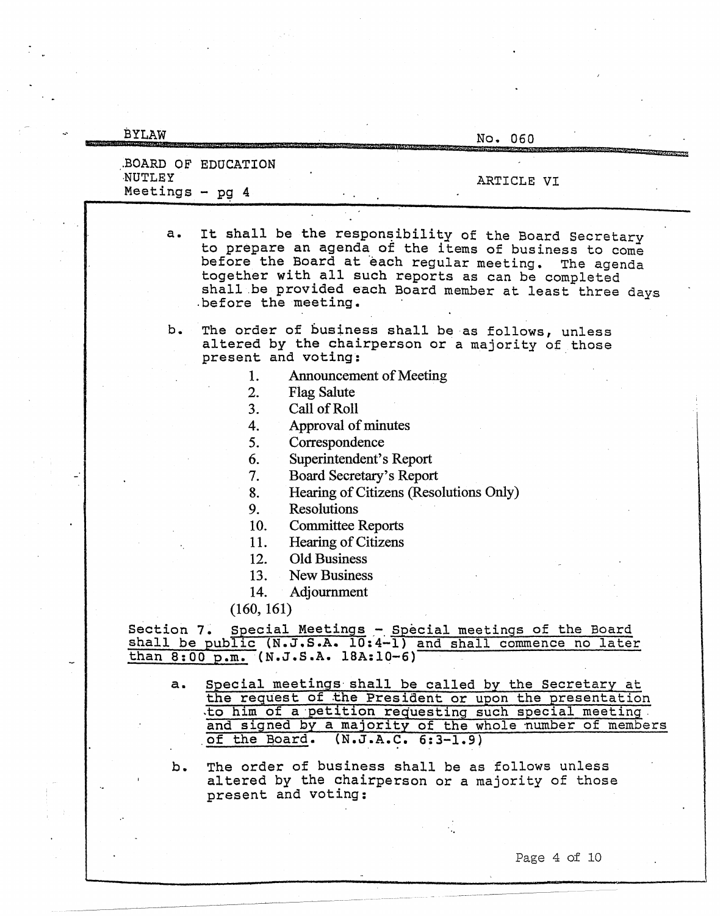a. It shall be the responsibility of the Board Secretary to prepare an agenda of the items of business to come before the Board at each regular meeting. The agenda together with all such reports as can be completed shall be provided each Board member at least three days before the meeting.

b. The order of business shall be as follows, unless altered by the chairperson or a majority of those present and voting:

1. Announcement of Meeting
2. Flag Salute
3. Call of Roll
4. Approval of minutes
5. Correspondence
6. Superintendent's Report
7. Board Secretary's Report
8. Hearing of Citizens (Resolutions Only)
9. Resolutions
10. Committee Reports
11. Hearing of Citizens
12. Old Business
13. New Business
14. Adjournment

(160, 161)

Section 7. Special Meetings - Special meetings of the Board shall be public (N.J.S.A. 10:4-1) and shall commence no later than 8:00 p.m. (N.J.S.A. 18A:10-6)

a. Special meetings shall be called by the Secretary at the request of the President or upon the presentation to him of a petition requesting such special meeting and signed by a majority of the whole number of members of the Board. (N.J.A.C. 6:3-1.9)

b. The order of business shall be as follows unless altered by the chairperson or a majority of those present and voting: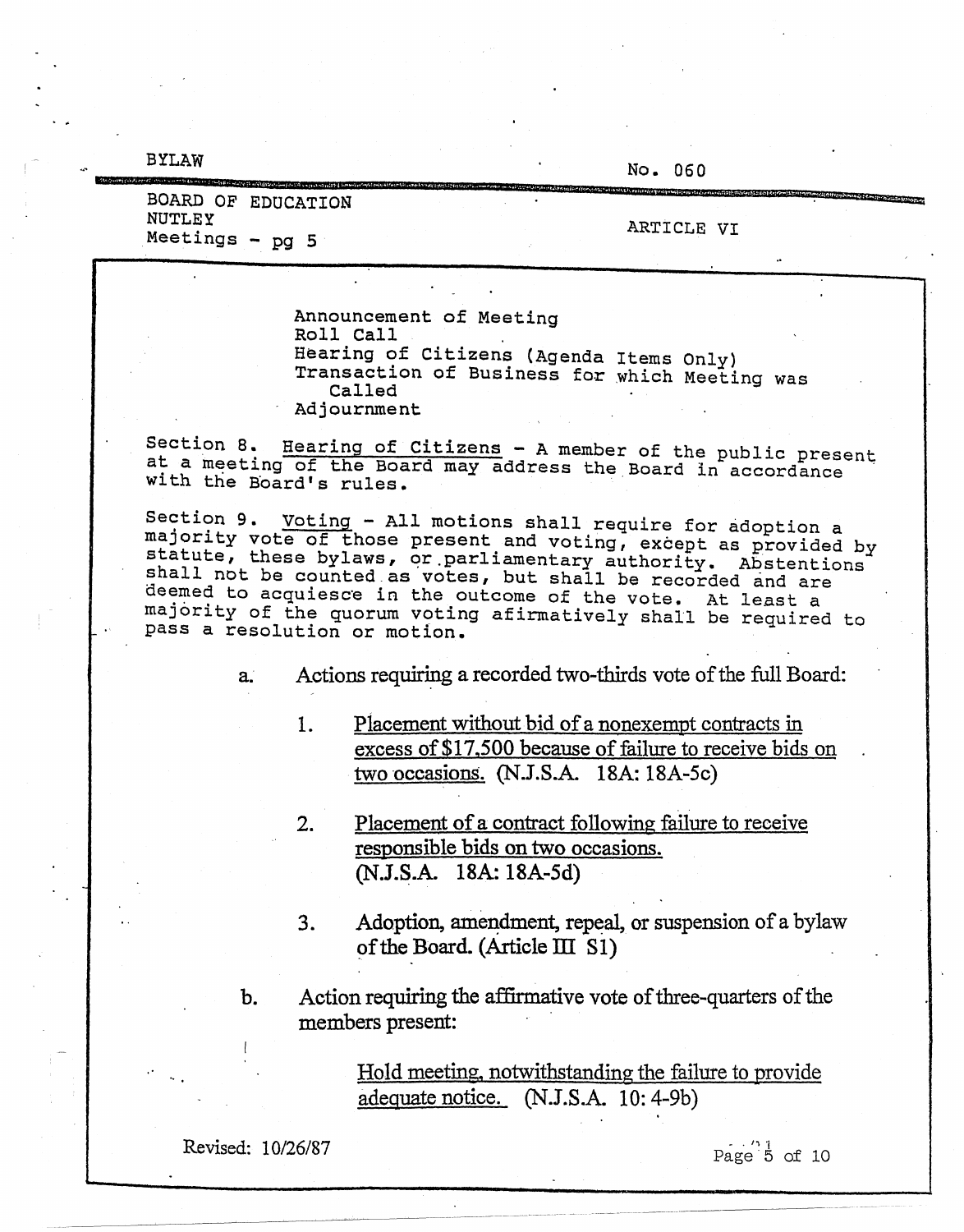Announcement of Meeting
Roll Call
Hearing of Citizens (Agenda Items Only)
Transaction of Business for which Meeting was Called
Adjournment

Section 8. Hearing of Citizens - A member of the public present at a meeting of the Board may address the Board in accordance with the Board's rules.

Section 9. Voting - All motions shall require for adoption a majority vote of those present and voting, except as provided by statute, these bylaws, or parliamentary authority. Abstentions shall not be counted as votes, but shall be recorded and are deemed to acquiesce in the outcome of the vote. At least a majority of the quorum voting afirmatively shall be required to pass a resolution or motion.

a. Actions requiring a recorded two-thirds vote of the full Board:

1. Placement without bid of a nonexempt contracts in excess of $17,500 because of failure to receive bids on two occasions. (N.J.S.A. 18A: 18A-5c)

2. Placement of a contract following failure to receive responsible bids on two occasions. (N.J.S.A. 18A: 18A-5d)

3. Adoption, amendment, repeal, or suspension of a bylaw of the Board. (Article III S1)

b. Action requiring the affirmative vote of three-quarters of the members present:

Hold meeting, notwithstanding the failure to provide adequate notice. (N.J.S.A. 10: 4-9b)

Revised: 10/26/87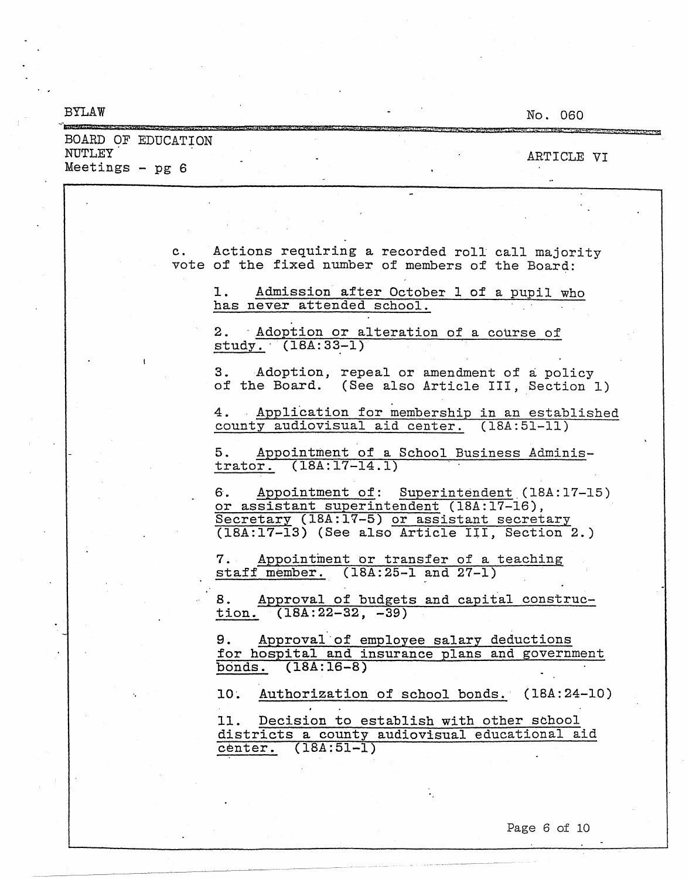c. Actions requiring a recorded roll call majority vote of the fixed number of members of the Board:

1. Admission after October 1 of a pupil who has never attended school.

2. Adoption or alteration of a course of study. (18A:33-1)

3. Adoption, repeal or amendment of a policy of the Board. (See also Article III, Section 1)

4. Application for membership in an established county audiovisual aid center. (18A:51-11)

5. Appointment of a School Business Administrator. (18A:17-14.1)

6. Appointment of: Superintendent (18A:17-15) or assistant superintendent (18A:17-16), Secretary (18A:17-5) or assistant secretary (18A:17-13) (See also Article III, Section 2.)

7. Appointment or transfer of a teaching staff member. (18A:25-1 and 27-1)

8. Approval of budgets and capital construction. (18A:22-32, -39)

9. Approval of employee salary deductions for hospital and insurance plans and government bonds. (18A:16-8)

10. Authorization of school bonds. (18A:24-10)

11. Decision to establish with other school districts a county audiovisual educational aid center. (18A:51-1)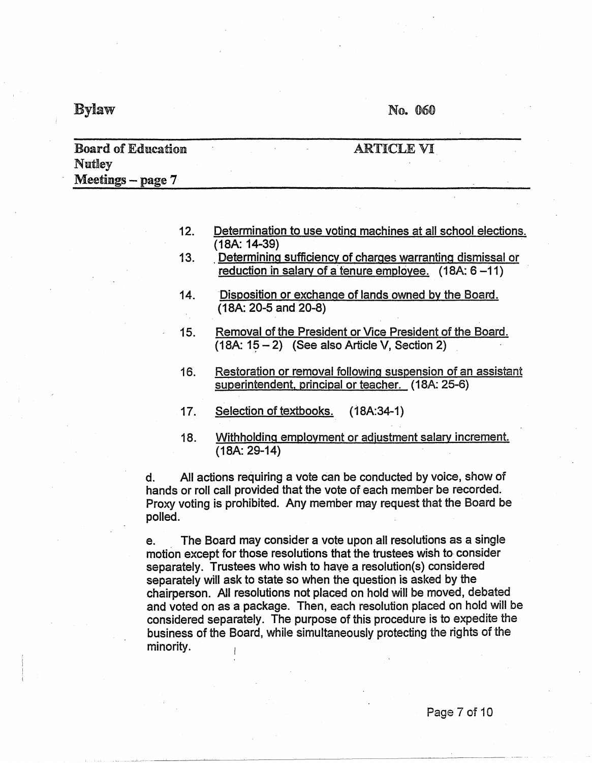12. Determination to use voting machines at all school elections. (18A: 14-39)
13. Determining sufficiency of charges warranting dismissal or reduction in salary of a tenure employee. (18A: 6 –11)
14. Disposition or exchange of lands owned by the Board. (18A: 20-5 and 20-8)
15. Removal of the President or Vice President of the Board. (18A: 15 – 2) (See also Article V, Section 2)
16. Restoration or removal following suspension of an assistant superintendent, principal or teacher. (18A: 25-6)
17. Selection of textbooks. (18A:34-1)
18. Withholding employment or adjustment salary increment. (18A: 29-14)

d. All actions requiring a vote can be conducted by voice, show of hands or roll call provided that the vote of each member be recorded. Proxy voting is prohibited. Any member may request that the Board be polled.

e. The Board may consider a vote upon all resolutions as a single motion except for those resolutions that the trustees wish to consider separately. Trustees who wish to have a resolution(s) considered separately will ask to state so when the question is asked by the chairperson. All resolutions not placed on hold will be moved, debated and voted on as a package. Then, each resolution placed on hold will be considered separately. The purpose of this procedure is to expedite the business of the Board, while simultaneously protecting the rights of the minority.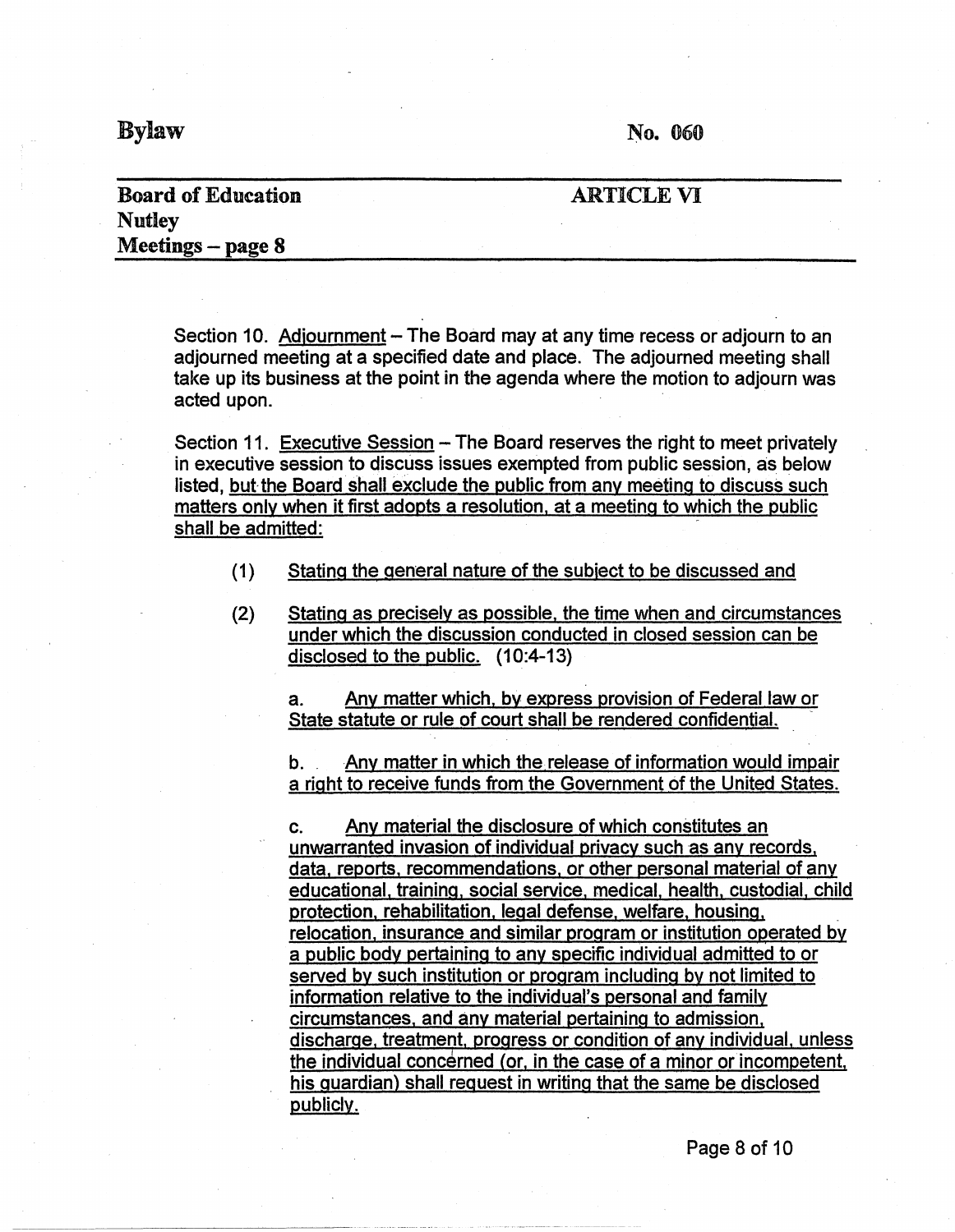Section 10. Adjournment – The Board may at any time recess or adjourn to an adjourned meeting at a specified date and place. The adjourned meeting shall take up its business at the point in the agenda where the motion to adjourn was acted upon.

Section 11. Executive Session – The Board reserves the right to meet privately in executive session to discuss issues exempted from public session, as below listed, but the Board shall exclude the public from any meeting to discuss such matters only when it first adopts a resolution, at a meeting to which the public shall be admitted:

(1) Stating the general nature of the subject to be discussed and

(2) Stating as precisely as possible, the time when and circumstances under which the discussion conducted in closed session can be disclosed to the public. (10:4-13)

a. Any matter which, by express provision of Federal law or State statute or rule of court shall be rendered confidential.

b. Any matter in which the release of information would impair a right to receive funds from the Government of the United States.

c. Any material the disclosure of which constitutes an unwarranted invasion of individual privacy such as any records, data, reports, recommendations, or other personal material of any educational, training, social service, medical, health, custodial, child protection, rehabilitation, legal defense, welfare, housing, relocation, insurance and similar program or institution operated by a public body pertaining to any specific individual admitted to or served by such institution or program including by not limited to information relative to the individual's personal and family circumstances, and any material pertaining to admission, discharge, treatment, progress or condition of any individual, unless the individual concerned (or, in the case of a minor or incompetent, his guardian) shall request in writing that the same be disclosed publicly.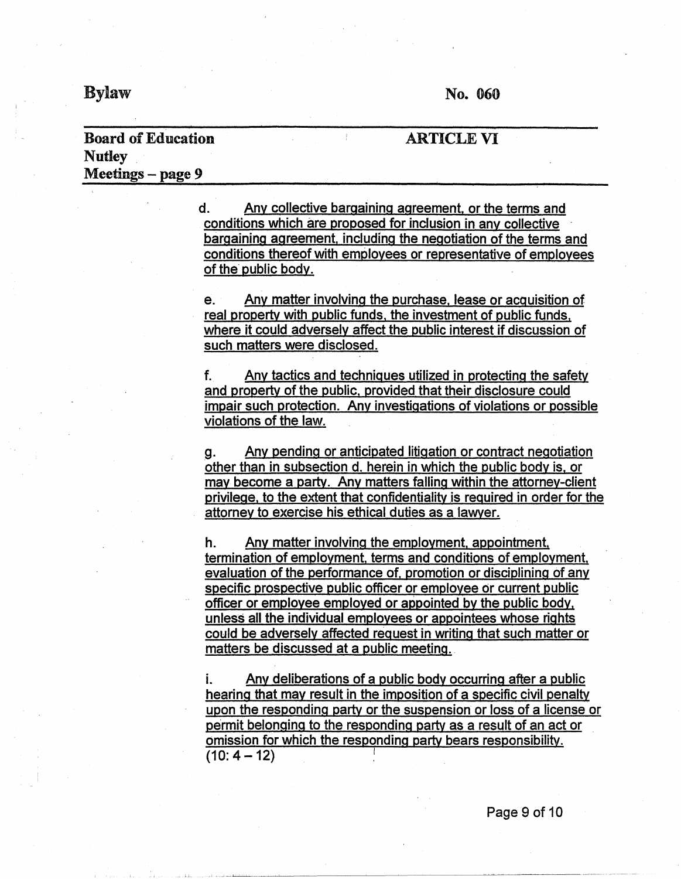d. Any collective bargaining agreement, or the terms and conditions which are proposed for inclusion in any collective bargaining agreement, including the negotiation of the terms and conditions thereof with employees or representative of employees of the public body.

e. Any matter involving the purchase, lease or acquisition of real property with public funds, the investment of public funds, where it could adversely affect the public interest if discussion of such matters were disclosed.

f. Any tactics and techniques utilized in protecting the safety and property of the public, provided that their disclosure could impair such protection. Any investigations of violations or possible violations of the law.

g. Any pending or anticipated litigation or contract negotiation other than in subsection d. herein in which the public body is, or may become a party. Any matters falling within the attorney-client privilege, to the extent that confidentiality is required in order for the attorney to exercise his ethical duties as a lawyer.

h. Any matter involving the employment, appointment, termination of employment, terms and conditions of employment, evaluation of the performance of, promotion or disciplining of any specific prospective public officer or employee or current public officer or employee employed or appointed by the public body, unless all the individual employees or appointees whose rights could be adversely affected request in writing that such matter or matters be discussed at a public meeting.

i. Any deliberations of a public body occurring after a public hearing that may result in the imposition of a specific civil penalty upon the responding party or the suspension or loss of a license or permit belonging to the responding party as a result of an act or omission for which the responding party bears responsibility. (10: 4 – 12)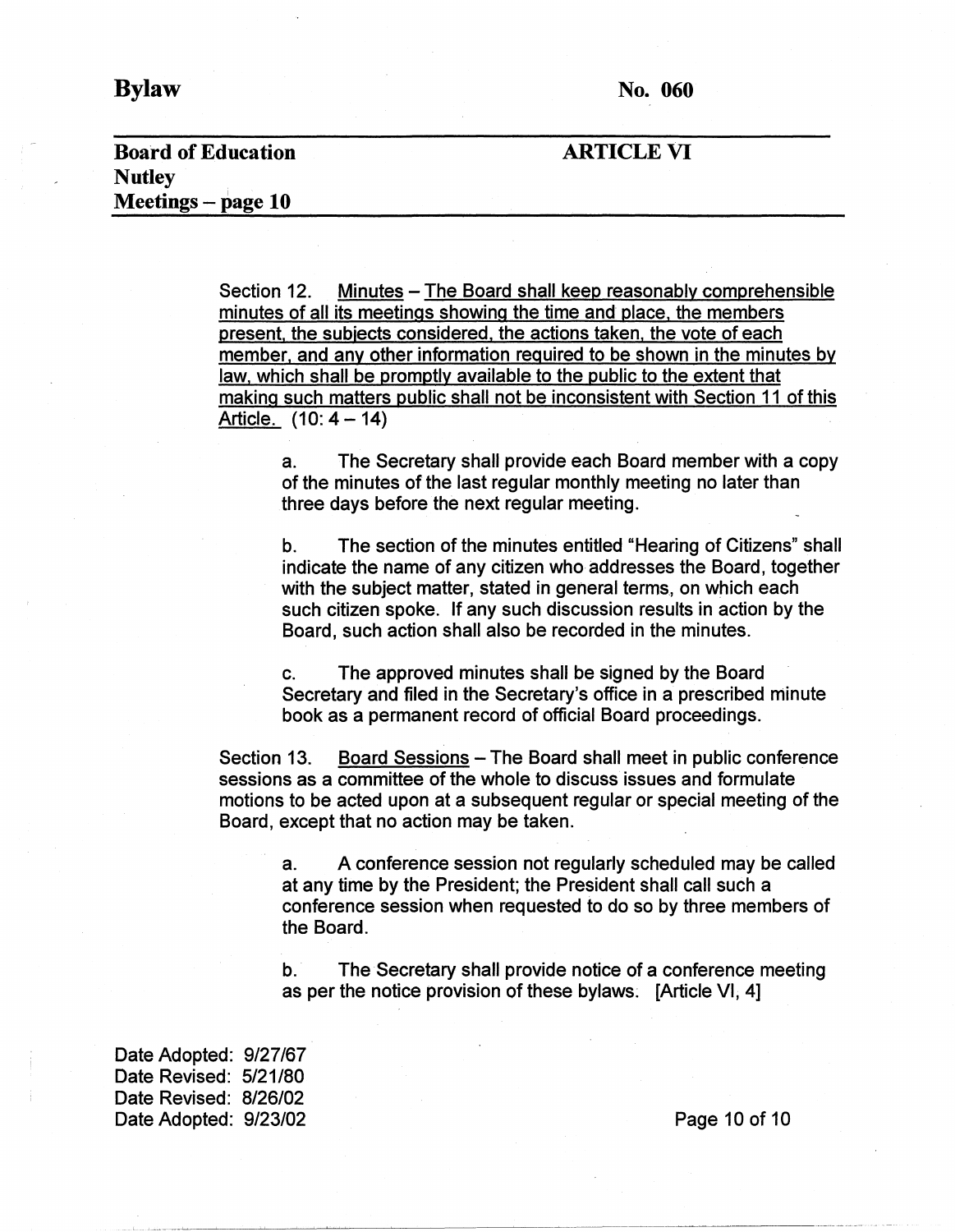Section 12. Minutes – The Board shall keep reasonably comprehensible minutes of all its meetings showing the time and place, the members present, the subjects considered, the actions taken, the vote of each member, and any other information required to be shown in the minutes by law, which shall be promptly available to the public to the extent that making such matters public shall not be inconsistent with Section 11 of this Article. (10: 4 – 14)

a. The Secretary shall provide each Board member with a copy of the minutes of the last regular monthly meeting no later than three days before the next regular meeting.

b. The section of the minutes entitled "Hearing of Citizens" shall indicate the name of any citizen who addresses the Board, together with the subject matter, stated in general terms, on which each such citizen spoke. If any such discussion results in action by the Board, such action shall also be recorded in the minutes.

c. The approved minutes shall be signed by the Board Secretary and filed in the Secretary's office in a prescribed minute book as a permanent record of official Board proceedings.

Section 13. Board Sessions – The Board shall meet in public conference sessions as a committee of the whole to discuss issues and formulate motions to be acted upon at a subsequent regular or special meeting of the Board, except that no action may be taken.

a. A conference session not regularly scheduled may be called at any time by the President; the President shall call such a conference session when requested to do so by three members of the Board.

b. The Secretary shall provide notice of a conference meeting as per the notice provision of these bylaws. [Article VI, 4]

Date Adopted: 9/27/67
Date Revised: 5/21/80
Date Revised: 8/26/02
Date Adopted: 9/23/02